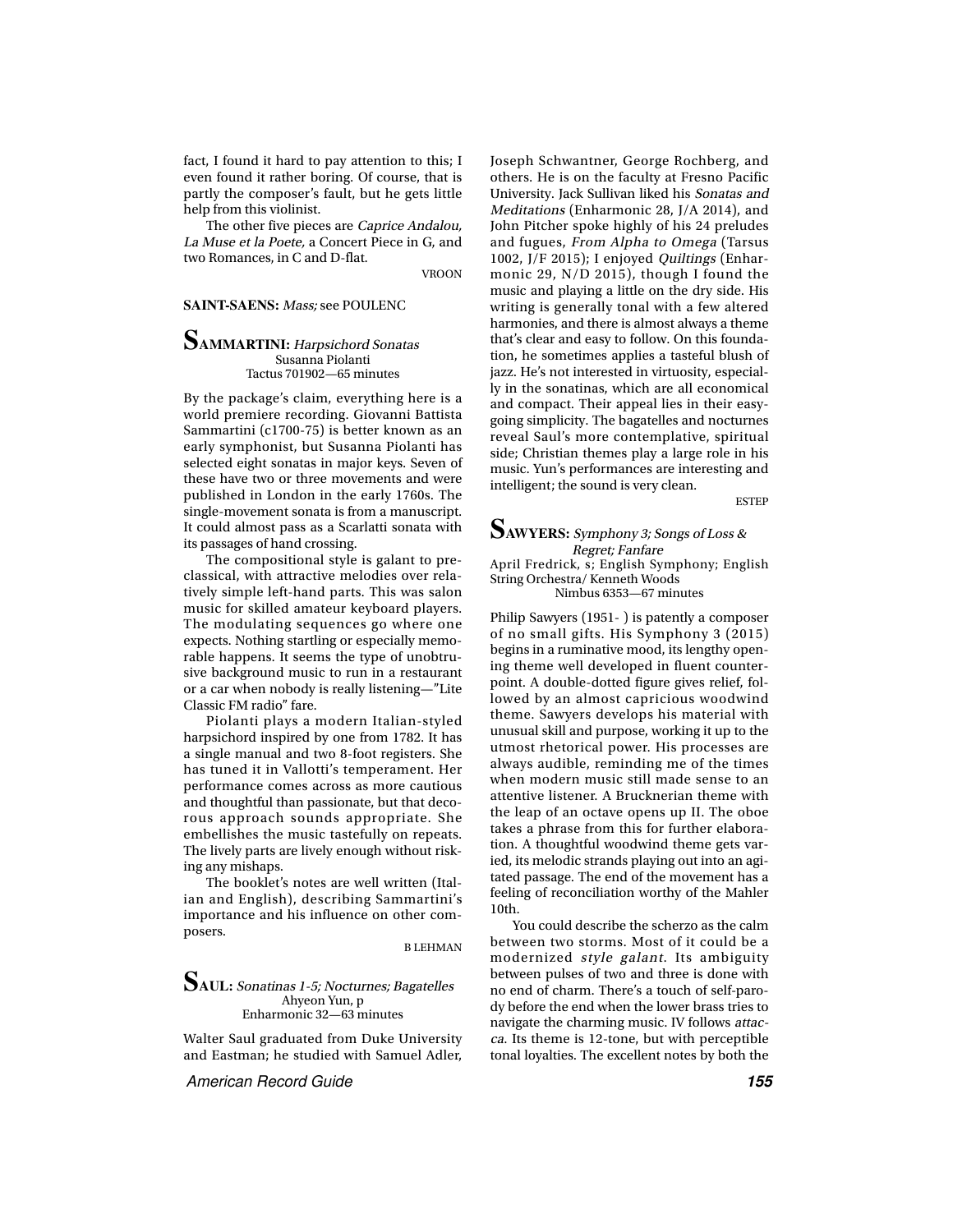fact, I found it hard to pay attention to this; I even found it rather boring. Of course, that is partly the composer's fault, but he gets little help from this violinist.

The other five pieces are *Caprice Andalou, La Muse et la Poete,* a Concert Piece in G, and two Romances, in C and D-flat.

VROON

**SAINT-SAENS:** *Mass;* see POULENC

## SAMMARTINI: *Harpsichord Sonatas*

Susanna Piolanti
Tactus 701902—65 minutes

By the package's claim, everything here is a world premiere recording. Giovanni Battista Sammartini (c1700-75) is better known as an early symphonist, but Susanna Piolanti has selected eight sonatas in major keys. Seven of these have two or three movements and were published in London in the early 1760s. The single-movement sonata is from a manuscript. It could almost pass as a Scarlatti sonata with its passages of hand crossing.

The compositional style is galant to preclassical, with attractive melodies over relatively simple left-hand parts. This was salon music for skilled amateur keyboard players. The modulating sequences go where one expects. Nothing startling or especially memorable happens. It seems the type of unobtrusive background music to run in a restaurant or a car when nobody is really listening—"Lite Classic FM radio" fare.

Piolanti plays a modern Italian-styled harpsichord inspired by one from 1782. It has a single manual and two 8-foot registers. She has tuned it in Vallotti's temperament. Her performance comes across as more cautious and thoughtful than passionate, but that decorous approach sounds appropriate. She embellishes the music tastefully on repeats. The lively parts are lively enough without risking any mishaps.

The booklet's notes are well written (Italian and English), describing Sammartini's importance and his influence on other composers.

B LEHMAN

## SAUL: *Sonatinas 1-5; Nocturnes; Bagatelles*

Ahyeon Yun, p
Enharmonic 32—63 minutes

Walter Saul graduated from Duke University and Eastman; he studied with Samuel Adler, Joseph Schwantner, George Rochberg, and others. He is on the faculty at Fresno Pacific University. Jack Sullivan liked his *Sonatas and Meditations* (Enharmonic 28, J/A 2014), and John Pitcher spoke highly of his 24 preludes and fugues, *From Alpha to Omega* (Tarsus 1002, J/F 2015); I enjoyed *Quiltings* (Enharmonic 29, N/D 2015), though I found the music and playing a little on the dry side. His writing is generally tonal with a few altered harmonies, and there is almost always a theme that's clear and easy to follow. On this foundation, he sometimes applies a tasteful blush of jazz. He's not interested in virtuosity, especially in the sonatinas, which are all economical and compact. Their appeal lies in their easygoing simplicity. The bagatelles and nocturnes reveal Saul's more contemplative, spiritual side; Christian themes play a large role in his music. Yun's performances are interesting and intelligent; the sound is very clean.

ESTEP

## SAWYERS: *Symphony 3; Songs of Loss & Regret; Fanfare*

April Fredrick, s; English Symphony; English String Orchestra/ Kenneth Woods
Nimbus 6353—67 minutes

Philip Sawyers (1951- ) is patently a composer of no small gifts. His Symphony 3 (2015) begins in a ruminative mood, its lengthy opening theme well developed in fluent counterpoint. A double-dotted figure gives relief, followed by an almost capricious woodwind theme. Sawyers develops his material with unusual skill and purpose, working it up to the utmost rhetorical power. His processes are always audible, reminding me of the times when modern music still made sense to an attentive listener. A Brucknerian theme with the leap of an octave opens up II. The oboe takes a phrase from this for further elaboration. A thoughtful woodwind theme gets varied, its melodic strands playing out into an agitated passage. The end of the movement has a feeling of reconciliation worthy of the Mahler 10th.

You could describe the scherzo as the calm between two storms. Most of it could be a modernized *style galant*. Its ambiguity between pulses of two and three is done with no end of charm. There's a touch of self-parody before the end when the lower brass tries to navigate the charming music. IV follows *attacca*. Its theme is 12-tone, but with perceptible tonal loyalties. The excellent notes by both the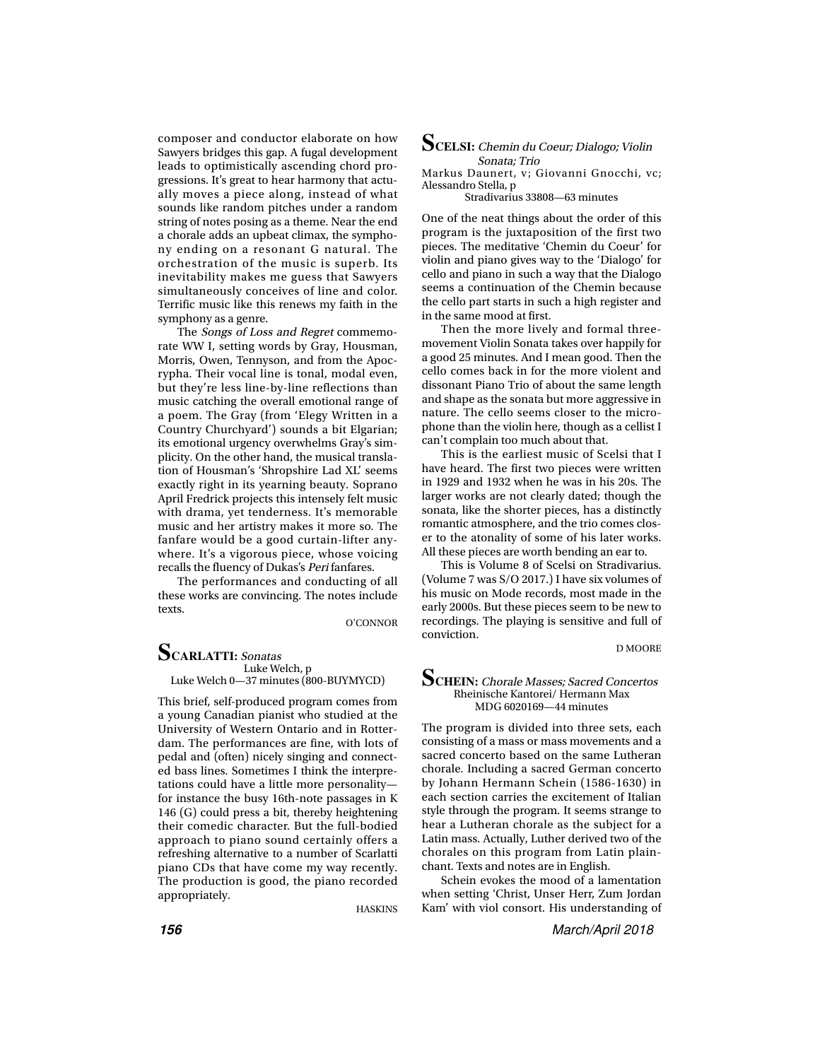composer and conductor elaborate on how Sawyers bridges this gap. A fugal development leads to optimistically ascending chord progressions. It's great to hear harmony that actually moves a piece along, instead of what sounds like random pitches under a random string of notes posing as a theme. Near the end a chorale adds an upbeat climax, the symphony ending on a resonant G natural. The orchestration of the music is superb. Its inevitability makes me guess that Sawyers simultaneously conceives of line and color. Terrific music like this renews my faith in the symphony as a genre.

The *Songs of Loss and Regret* commemorate WW I, setting words by Gray, Housman, Morris, Owen, Tennyson, and from the Apocrypha. Their vocal line is tonal, modal even, but they're less line-by-line reflections than music catching the overall emotional range of a poem. The Gray (from 'Elegy Written in a Country Churchyard') sounds a bit Elgarian; its emotional urgency overwhelms Gray's simplicity. On the other hand, the musical translation of Housman's 'Shropshire Lad XL' seems exactly right in its yearning beauty. Soprano April Fredrick projects this intensely felt music with drama, yet tenderness. It's memorable music and her artistry makes it more so. The fanfare would be a good curtain-lifter anywhere. It's a vigorous piece, whose voicing recalls the fluency of Dukas's *Peri* fanfares.

The performances and conducting of all these works are convincing. The notes include texts.

O'CONNOR

## SCARLATTI: *Sonatas*

Luke Welch, p
Luke Welch 0—37 minutes (800-BUYMYCD)

This brief, self-produced program comes from a young Canadian pianist who studied at the University of Western Ontario and in Rotterdam. The performances are fine, with lots of pedal and (often) nicely singing and connected bass lines. Sometimes I think the interpretations could have a little more personality—for instance the busy 16th-note passages in K 146 (G) could press a bit, thereby heightening their comedic character. But the full-bodied approach to piano sound certainly offers a refreshing alternative to a number of Scarlatti piano CDs that have come my way recently. The production is good, the piano recorded appropriately.

HASKINS

## SCELSI: *Chemin du Coeur; Dialogo; Violin Sonata; Trio*

Markus Daunert, v; Giovanni Gnocchi, vc; Alessandro Stella, p
Stradivarius 33808—63 minutes

One of the neat things about the order of this program is the juxtaposition of the first two pieces. The meditative 'Chemin du Coeur' for violin and piano gives way to the 'Dialogo' for cello and piano in such a way that the Dialogo seems a continuation of the Chemin because the cello part starts in such a high register and in the same mood at first.

Then the more lively and formal three-movement Violin Sonata takes over happily for a good 25 minutes. And I mean good. Then the cello comes back in for the more violent and dissonant Piano Trio of about the same length and shape as the sonata but more aggressive in nature. The cello seems closer to the microphone than the violin here, though as a cellist I can't complain too much about that.

This is the earliest music of Scelsi that I have heard. The first two pieces were written in 1929 and 1932 when he was in his 20s. The larger works are not clearly dated; though the sonata, like the shorter pieces, has a distinctly romantic atmosphere, and the trio comes closer to the atonality of some of his later works. All these pieces are worth bending an ear to.

This is Volume 8 of Scelsi on Stradivarius. (Volume 7 was S/O 2017.) I have six volumes of his music on Mode records, most made in the early 2000s. But these pieces seem to be new to recordings. The playing is sensitive and full of conviction.

D MOORE

## SCHEIN: *Chorale Masses; Sacred Concertos*

Rheinische Kantorei/ Hermann Max
MDG 6020169—44 minutes

The program is divided into three sets, each consisting of a mass or mass movements and a sacred concerto based on the same Lutheran chorale. Including a sacred German concerto by Johann Hermann Schein (1586-1630) in each section carries the excitement of Italian style through the program. It seems strange to hear a Lutheran chorale as the subject for a Latin mass. Actually, Luther derived two of the chorales on this program from Latin plainchant. Texts and notes are in English.

Schein evokes the mood of a lamentation when setting 'Christ, Unser Herr, Zum Jordan Kam' with viol consort. His understanding of